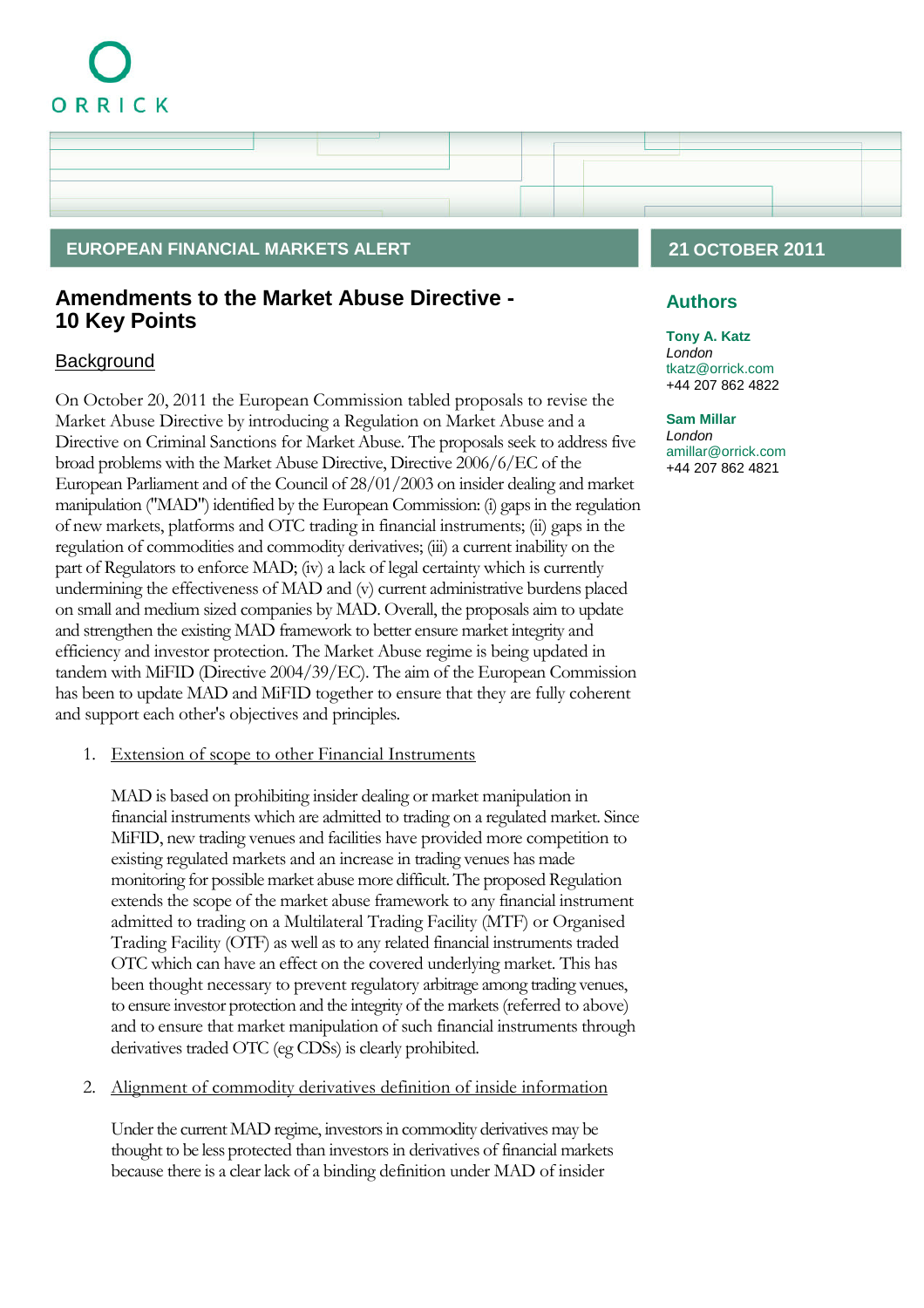ORRICK

**EUROPEAN FINANCIAL MARKETS ALERT**

**21 OCTOBER 2011**

# Amendments to the Market Abuse Directive - 10 Key Points

## Authors

**Tony A. Katz**
*London*
tkatz@orrick.com
+44 207 862 4822

**Sam Millar**
*London*
amillar@orrick.com
+44 207 862 4821

## Background

On October 20, 2011 the European Commission tabled proposals to revise the Market Abuse Directive by introducing a Regulation on Market Abuse and a Directive on Criminal Sanctions for Market Abuse. The proposals seek to address five broad problems with the Market Abuse Directive, Directive 2006/6/EC of the European Parliament and of the Council of 28/01/2003 on insider dealing and market manipulation ("MAD") identified by the European Commission: (i) gaps in the regulation of new markets, platforms and OTC trading in financial instruments; (ii) gaps in the regulation of commodities and commodity derivatives; (iii) a current inability on the part of Regulators to enforce MAD; (iv) a lack of legal certainty which is currently undermining the effectiveness of MAD and (v) current administrative burdens placed on small and medium sized companies by MAD. Overall, the proposals aim to update and strengthen the existing MAD framework to better ensure market integrity and efficiency and investor protection. The Market Abuse regime is being updated in tandem with MiFID (Directive 2004/39/EC). The aim of the European Commission has been to update MAD and MiFID together to ensure that they are fully coherent and support each other's objectives and principles.

1. Extension of scope to other Financial Instruments

   MAD is based on prohibiting insider dealing or market manipulation in financial instruments which are admitted to trading on a regulated market. Since MiFID, new trading venues and facilities have provided more competition to existing regulated markets and an increase in trading venues has made monitoring for possible market abuse more difficult. The proposed Regulation extends the scope of the market abuse framework to any financial instrument admitted to trading on a Multilateral Trading Facility (MTF) or Organised Trading Facility (OTF) as well as to any related financial instruments traded OTC which can have an effect on the covered underlying market. This has been thought necessary to prevent regulatory arbitrage among trading venues, to ensure investor protection and the integrity of the markets (referred to above) and to ensure that market manipulation of such financial instruments through derivatives traded OTC (eg CDSs) is clearly prohibited.

2. Alignment of commodity derivatives definition of inside information

   Under the current MAD regime, investors in commodity derivatives may be thought to be less protected than investors in derivatives of financial markets because there is a clear lack of a binding definition under MAD of insider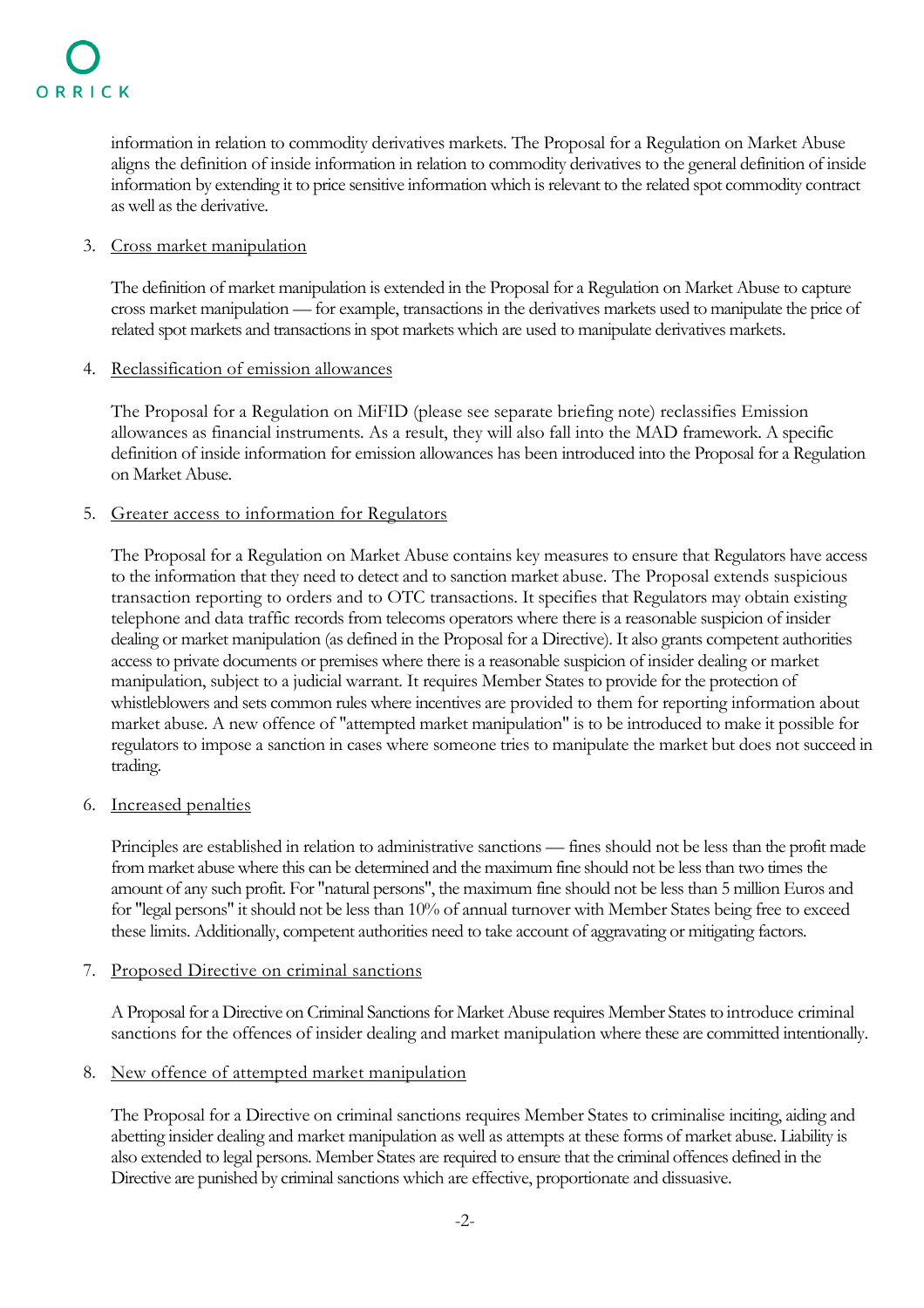information in relation to commodity derivatives markets. The Proposal for a Regulation on Market Abuse aligns the definition of inside information in relation to commodity derivatives to the general definition of inside information by extending it to price sensitive information which is relevant to the related spot commodity contract as well as the derivative.

3. Cross market manipulation

   The definition of market manipulation is extended in the Proposal for a Regulation on Market Abuse to capture cross market manipulation — for example, transactions in the derivatives markets used to manipulate the price of related spot markets and transactions in spot markets which are used to manipulate derivatives markets.

4. Reclassification of emission allowances

   The Proposal for a Regulation on MiFID (please see separate briefing note) reclassifies Emission allowances as financial instruments. As a result, they will also fall into the MAD framework. A specific definition of inside information for emission allowances has been introduced into the Proposal for a Regulation on Market Abuse.

5. Greater access to information for Regulators

   The Proposal for a Regulation on Market Abuse contains key measures to ensure that Regulators have access to the information that they need to detect and to sanction market abuse. The Proposal extends suspicious transaction reporting to orders and to OTC transactions. It specifies that Regulators may obtain existing telephone and data traffic records from telecoms operators where there is a reasonable suspicion of insider dealing or market manipulation (as defined in the Proposal for a Directive). It also grants competent authorities access to private documents or premises where there is a reasonable suspicion of insider dealing or market manipulation, subject to a judicial warrant. It requires Member States to provide for the protection of whistleblowers and sets common rules where incentives are provided to them for reporting information about market abuse. A new offence of "attempted market manipulation" is to be introduced to make it possible for regulators to impose a sanction in cases where someone tries to manipulate the market but does not succeed in trading.

6. Increased penalties

   Principles are established in relation to administrative sanctions — fines should not be less than the profit made from market abuse where this can be determined and the maximum fine should not be less than two times the amount of any such profit. For "natural persons", the maximum fine should not be less than 5 million Euros and for "legal persons" it should not be less than 10% of annual turnover with Member States being free to exceed these limits. Additionally, competent authorities need to take account of aggravating or mitigating factors.

7. Proposed Directive on criminal sanctions

   A Proposal for a Directive on Criminal Sanctions for Market Abuse requires Member States to introduce criminal sanctions for the offences of insider dealing and market manipulation where these are committed intentionally.

8. New offence of attempted market manipulation

   The Proposal for a Directive on criminal sanctions requires Member States to criminalise inciting, aiding and abetting insider dealing and market manipulation as well as attempts at these forms of market abuse. Liability is also extended to legal persons. Member States are required to ensure that the criminal offences defined in the Directive are punished by criminal sanctions which are effective, proportionate and dissuasive.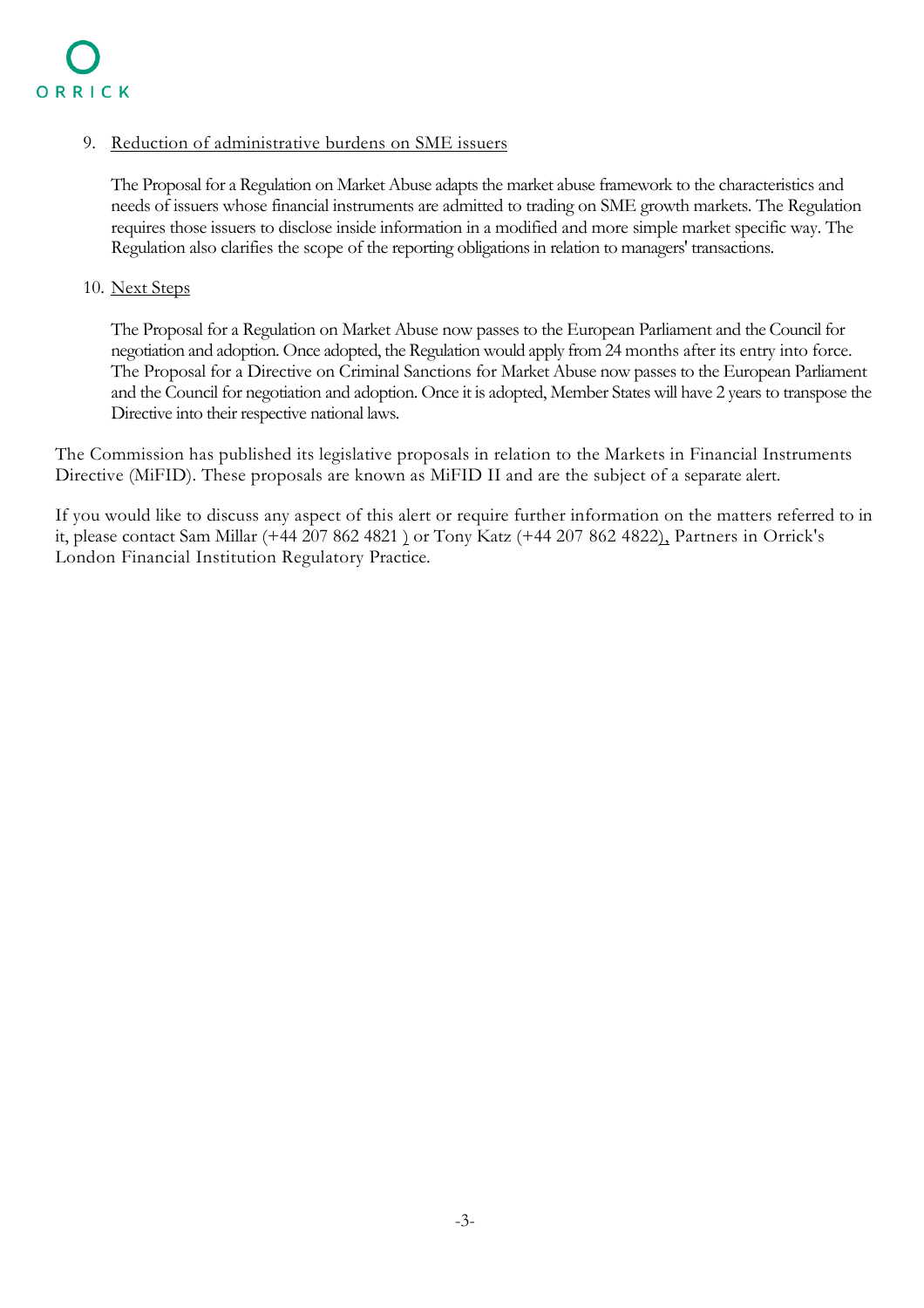9. Reduction of administrative burdens on SME issuers

   The Proposal for a Regulation on Market Abuse adapts the market abuse framework to the characteristics and needs of issuers whose financial instruments are admitted to trading on SME growth markets. The Regulation requires those issuers to disclose inside information in a modified and more simple market specific way. The Regulation also clarifies the scope of the reporting obligations in relation to managers' transactions.

10. Next Steps

   The Proposal for a Regulation on Market Abuse now passes to the European Parliament and the Council for negotiation and adoption. Once adopted, the Regulation would apply from 24 months after its entry into force. The Proposal for a Directive on Criminal Sanctions for Market Abuse now passes to the European Parliament and the Council for negotiation and adoption. Once it is adopted, Member States will have 2 years to transpose the Directive into their respective national laws.

The Commission has published its legislative proposals in relation to the Markets in Financial Instruments Directive (MiFID). These proposals are known as MiFID II and are the subject of a separate alert.

If you would like to discuss any aspect of this alert or require further information on the matters referred to in it, please contact Sam Millar (+44 207 862 4821 ) or Tony Katz (+44 207 862 4822), Partners in Orrick's London Financial Institution Regulatory Practice.